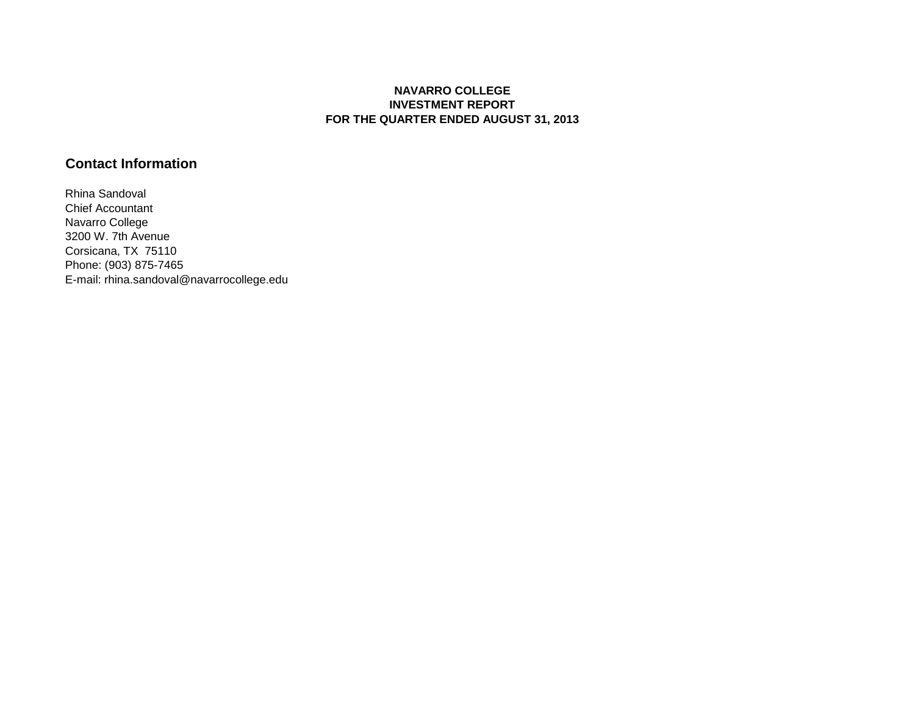# NAVARRO COLLEGE
# INVESTMENT REPORT
# FOR THE QUARTER ENDED AUGUST 31, 2013

## Contact Information

Rhina Sandoval
Chief Accountant
Navarro College
3200 W. 7th Avenue
Corsicana, TX  75110
Phone: (903) 875-7465
E-mail: rhina.sandoval@navarrocollege.edu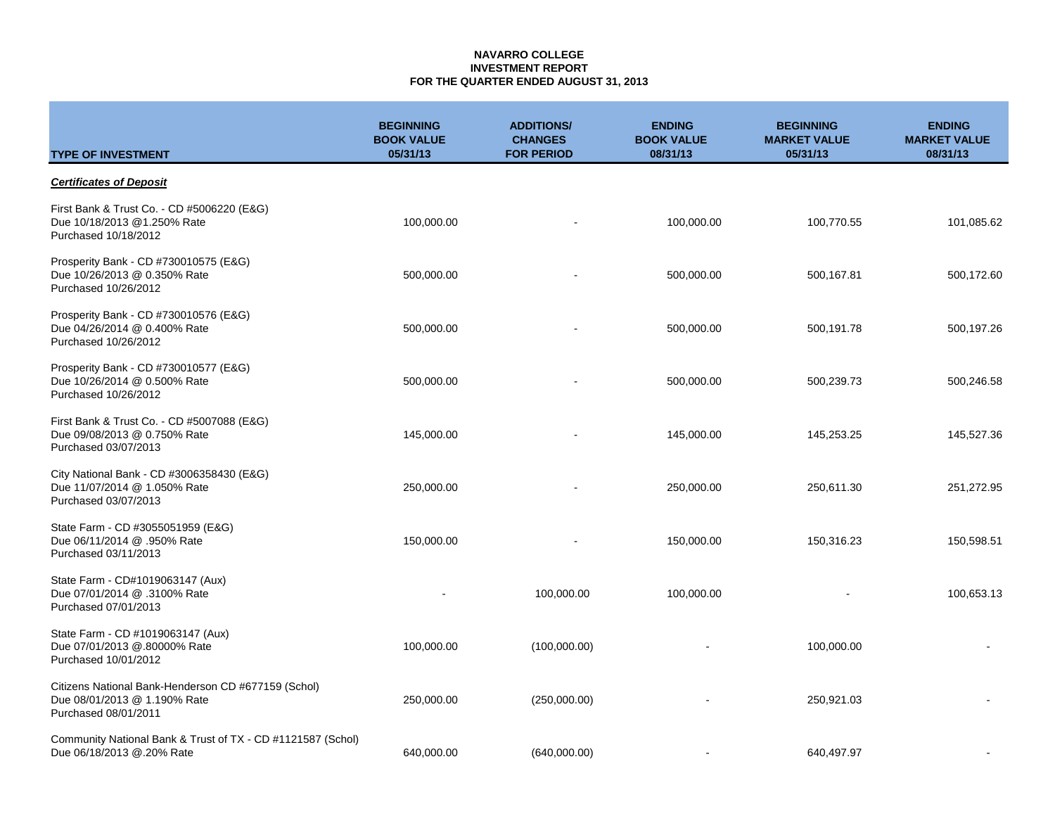**NAVARRO COLLEGE**
**INVESTMENT REPORT**
**FOR THE QUARTER ENDED AUGUST 31, 2013**

| TYPE OF INVESTMENT | BEGINNING BOOK VALUE 05/31/13 | ADDITIONS/ CHANGES FOR PERIOD | ENDING BOOK VALUE 08/31/13 | BEGINNING MARKET VALUE 05/31/13 | ENDING MARKET VALUE 08/31/13 |
|---|---|---|---|---|---|
| ***Certificates of Deposit*** | | | | | |
| First Bank & Trust Co. - CD #5006220 (E&G) Due 10/18/2013 @1.250% Rate Purchased 10/18/2012 | 100,000.00 | - | 100,000.00 | 100,770.55 | 101,085.62 |
| Prosperity Bank - CD #730010575 (E&G) Due 10/26/2013 @ 0.350% Rate Purchased 10/26/2012 | 500,000.00 | - | 500,000.00 | 500,167.81 | 500,172.60 |
| Prosperity Bank - CD #730010576 (E&G) Due 04/26/2014 @ 0.400% Rate Purchased 10/26/2012 | 500,000.00 | - | 500,000.00 | 500,191.78 | 500,197.26 |
| Prosperity Bank - CD #730010577 (E&G) Due 10/26/2014 @ 0.500% Rate Purchased 10/26/2012 | 500,000.00 | - | 500,000.00 | 500,239.73 | 500,246.58 |
| First Bank & Trust Co. - CD #5007088 (E&G) Due 09/08/2013 @ 0.750% Rate Purchased 03/07/2013 | 145,000.00 | - | 145,000.00 | 145,253.25 | 145,527.36 |
| City National Bank - CD #3006358430 (E&G) Due 11/07/2014 @ 1.050% Rate Purchased 03/07/2013 | 250,000.00 | - | 250,000.00 | 250,611.30 | 251,272.95 |
| State Farm - CD #3055051959 (E&G) Due 06/11/2014 @ .950% Rate Purchased 03/11/2013 | 150,000.00 | - | 150,000.00 | 150,316.23 | 150,598.51 |
| State Farm - CD#1019063147 (Aux) Due 07/01/2014 @ .3100% Rate Purchased 07/01/2013 | - | 100,000.00 | 100,000.00 | - | 100,653.13 |
| State Farm - CD #1019063147 (Aux) Due 07/01/2013 @.80000% Rate Purchased 10/01/2012 | 100,000.00 | (100,000.00) | - | 100,000.00 | - |
| Citizens National Bank-Henderson CD #677159 (Schol) Due 08/01/2013 @ 1.190% Rate Purchased 08/01/2011 | 250,000.00 | (250,000.00) | - | 250,921.03 | - |
| Community National Bank & Trust of TX - CD #1121587 (Schol) Due 06/18/2013 @.20% Rate | 640,000.00 | (640,000.00) | - | 640,497.97 | - |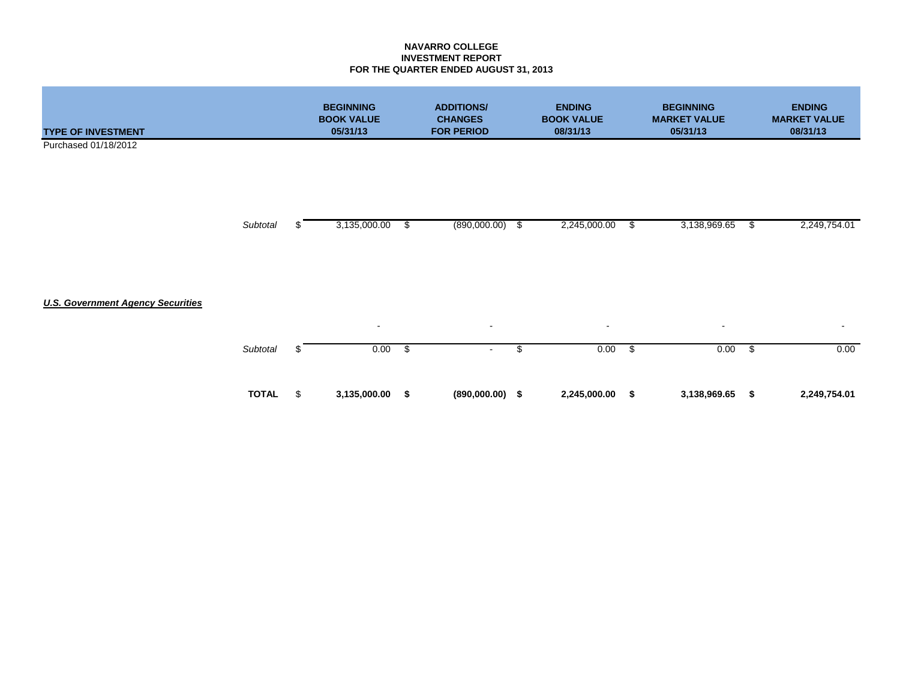**NAVARRO COLLEGE**
**INVESTMENT REPORT**
**FOR THE QUARTER ENDED AUGUST 31, 2013**

| TYPE OF INVESTMENT | | BEGINNING BOOK VALUE 05/31/13 | ADDITIONS/ CHANGES FOR PERIOD | ENDING BOOK VALUE 08/31/13 | BEGINNING MARKET VALUE 05/31/13 | ENDING MARKET VALUE 08/31/13 |
|---|---|---|---|---|---|---|
| Purchased 01/18/2012 | | | | | | |
| | *Subtotal* | $ 3,135,000.00 | $ (890,000.00) | $ 2,245,000.00 | $ 3,138,969.65 | $ 2,249,754.01 |
| ***U.S. Government Agency Securities*** | | | | | | |
| | | - | - | - | - | - |
| | *Subtotal* | $ 0.00 | $ - | $ 0.00 | $ 0.00 | $ 0.00 |
| | **TOTAL** | $ **3,135,000.00** | **$ (890,000.00)** | **$ 2,245,000.00** | **$ 3,138,969.65** | **$ 2,249,754.01** |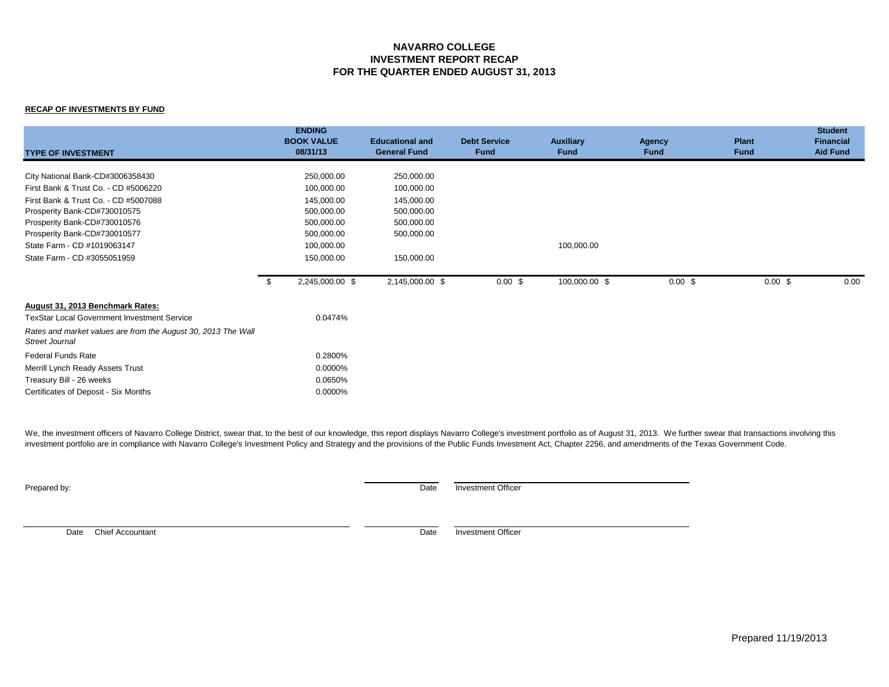# NAVARRO COLLEGE
# INVESTMENT REPORT RECAP
# FOR THE QUARTER ENDED AUGUST 31, 2013

**RECAP OF INVESTMENTS BY FUND**

| TYPE OF INVESTMENT | ENDING BOOK VALUE 08/31/13 | Educational and General Fund | Debt Service Fund | Auxiliary Fund | Agency Fund | Plant Fund | Student Financial Aid Fund |
|---|---|---|---|---|---|---|---|
| City National Bank-CD#3006358430 | 250,000.00 | 250,000.00 | | | | | |
| First Bank & Trust Co. - CD #5006220 | 100,000.00 | 100,000.00 | | | | | |
| First Bank & Trust Co. - CD #5007088 | 145,000.00 | 145,000.00 | | | | | |
| Prosperity Bank-CD#730010575 | 500,000.00 | 500,000.00 | | | | | |
| Prosperity Bank-CD#730010576 | 500,000.00 | 500,000.00 | | | | | |
| Prosperity Bank-CD#730010577 | 500,000.00 | 500,000.00 | | | | | |
| State Farm - CD #1019063147 | 100,000.00 | | | 100,000.00 | | | |
| State Farm - CD #3055051959 | 150,000.00 | 150,000.00 | | | | | |
| | $ 2,245,000.00 | $ 2,145,000.00 | $ 0.00 | $ 100,000.00 | $ 0.00 | $ 0.00 | $ 0.00 |

**August 31, 2013 Benchmark Rates:**

| | |
|---|---|
| TexStar Local Government Investment Service | 0.0474% |
| *Rates and market values are from the August 30, 2013 The Wall Street Journal* | |
| Federal Funds Rate | 0.2800% |
| Merrill Lynch Ready Assets Trust | 0.0000% |
| Treasury Bill - 26 weeks | 0.0650% |
| Certificates of Deposit - Six Months | 0.0000% |

We, the investment officers of Navarro College District, swear that, to the best of our knowledge, this report displays Navarro College's investment portfolio as of August 31, 2013. We further swear that transactions involving this investment portfolio are in compliance with Navarro College's Investment Policy and Strategy and the provisions of the Public Funds Investment Act, Chapter 2256, and amendments of the Texas Government Code.

Prepared by:

Date Investment Officer

Date Chief Accountant

Date Investment Officer

Prepared 11/19/2013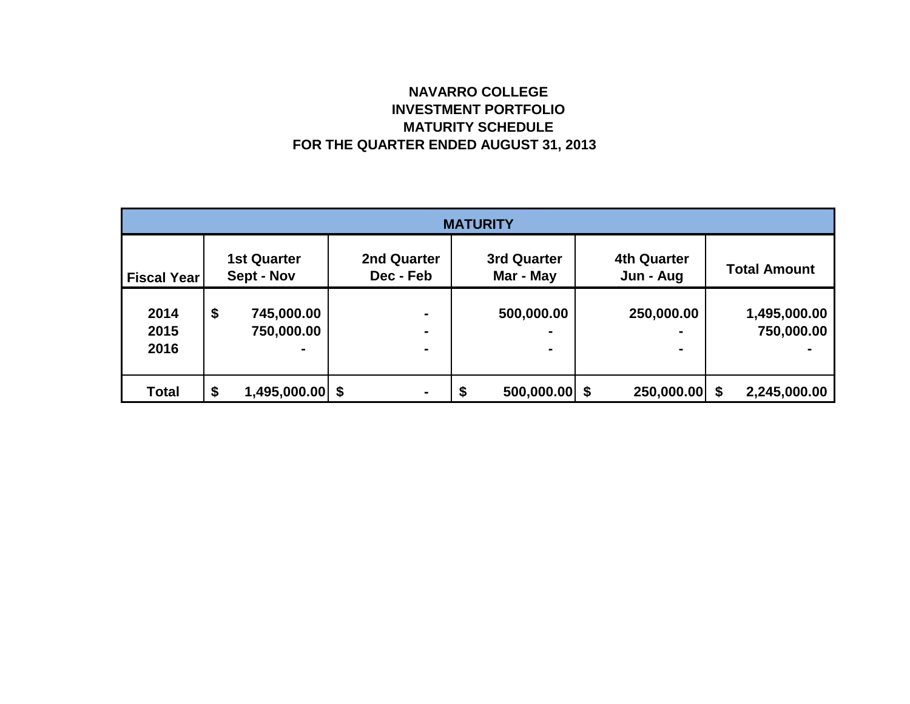# NAVARRO COLLEGE
## INVESTMENT PORTFOLIO
## MATURITY SCHEDULE
## FOR THE QUARTER ENDED AUGUST 31, 2013

| MATURITY | | | | | |
|---|---|---|---|---|---|
| **Fiscal Year** | **1st Quarter Sept - Nov** | **2nd Quarter Dec - Feb** | **3rd Quarter Mar - May** | **4th Quarter Jun - Aug** | **Total Amount** |
| **2014** | **$ 745,000.00** | **-** | **500,000.00** | **250,000.00** | **1,495,000.00** |
| **2015** | **750,000.00** | **-** | **-** | **-** | **750,000.00** |
| **2016** | **-** | **-** | **-** | **-** | **-** |
| **Total** | **$ 1,495,000.00** | **$ -** | **$ 500,000.00** | **$ 250,000.00** | **$ 2,245,000.00** |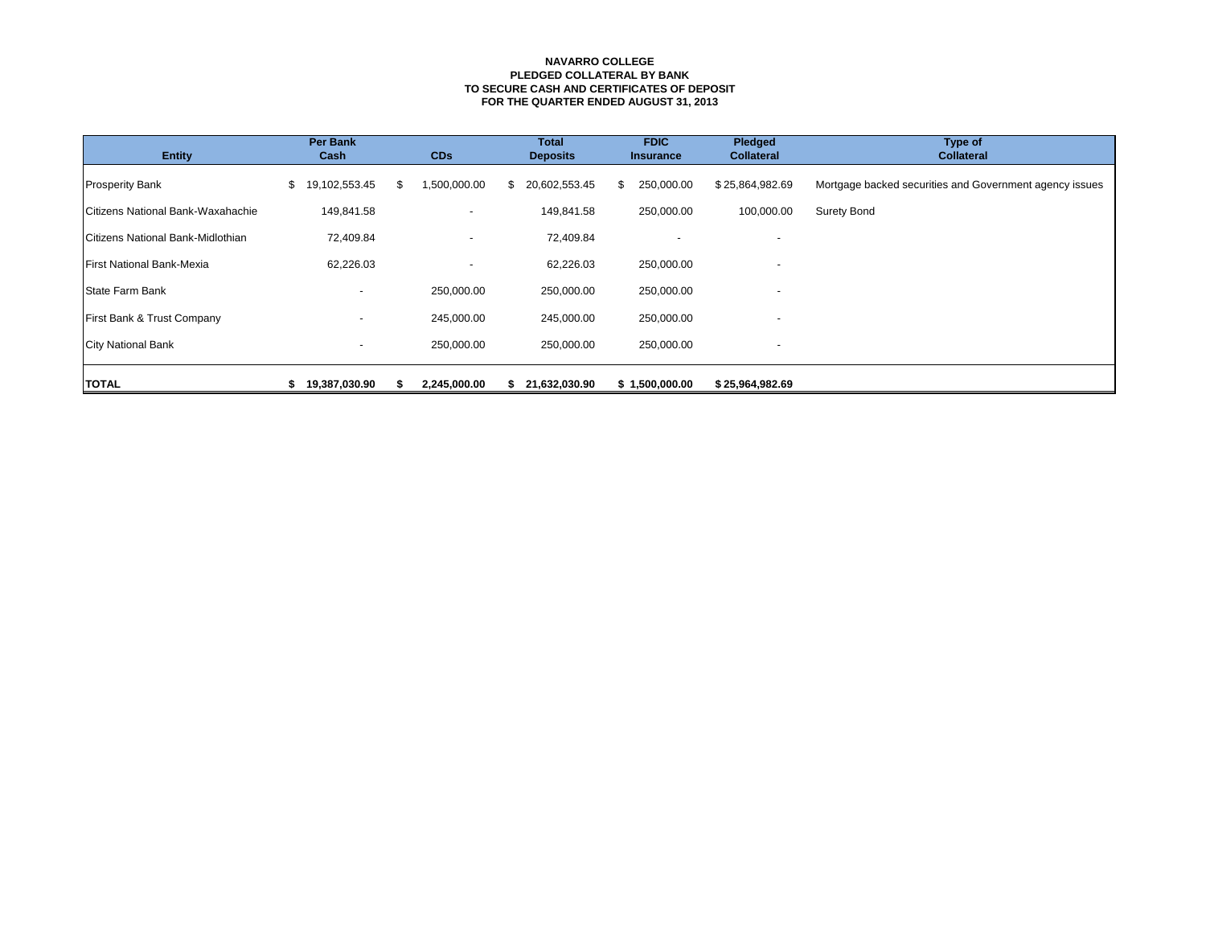**NAVARRO COLLEGE**
**PLEDGED COLLATERAL BY BANK**
**TO SECURE CASH AND CERTIFICATES OF DEPOSIT**
**FOR THE QUARTER ENDED AUGUST 31, 2013**

| Entity | Per Bank Cash | CDs | Total Deposits | FDIC Insurance | Pledged Collateral | Type of Collateral |
|---|---|---|---|---|---|---|
| Prosperity Bank | $ 19,102,553.45 | $ 1,500,000.00 | $ 20,602,553.45 | $ 250,000.00 | $ 25,864,982.69 | Mortgage backed securities and Government agency issues |
| Citizens National Bank-Waxahachie | 149,841.58 | - | 149,841.58 | 250,000.00 | 100,000.00 | Surety Bond |
| Citizens National Bank-Midlothian | 72,409.84 | - | 72,409.84 | - | - | |
| First National Bank-Mexia | 62,226.03 | - | 62,226.03 | 250,000.00 | - | |
| State Farm Bank | - | 250,000.00 | 250,000.00 | 250,000.00 | - | |
| First Bank & Trust Company | - | 245,000.00 | 245,000.00 | 250,000.00 | - | |
| City National Bank | - | 250,000.00 | 250,000.00 | 250,000.00 | - | |
| **TOTAL** | **$ 19,387,030.90** | **$ 2,245,000.00** | **$ 21,632,030.90** | **$ 1,500,000.00** | **$ 25,964,982.69** | |